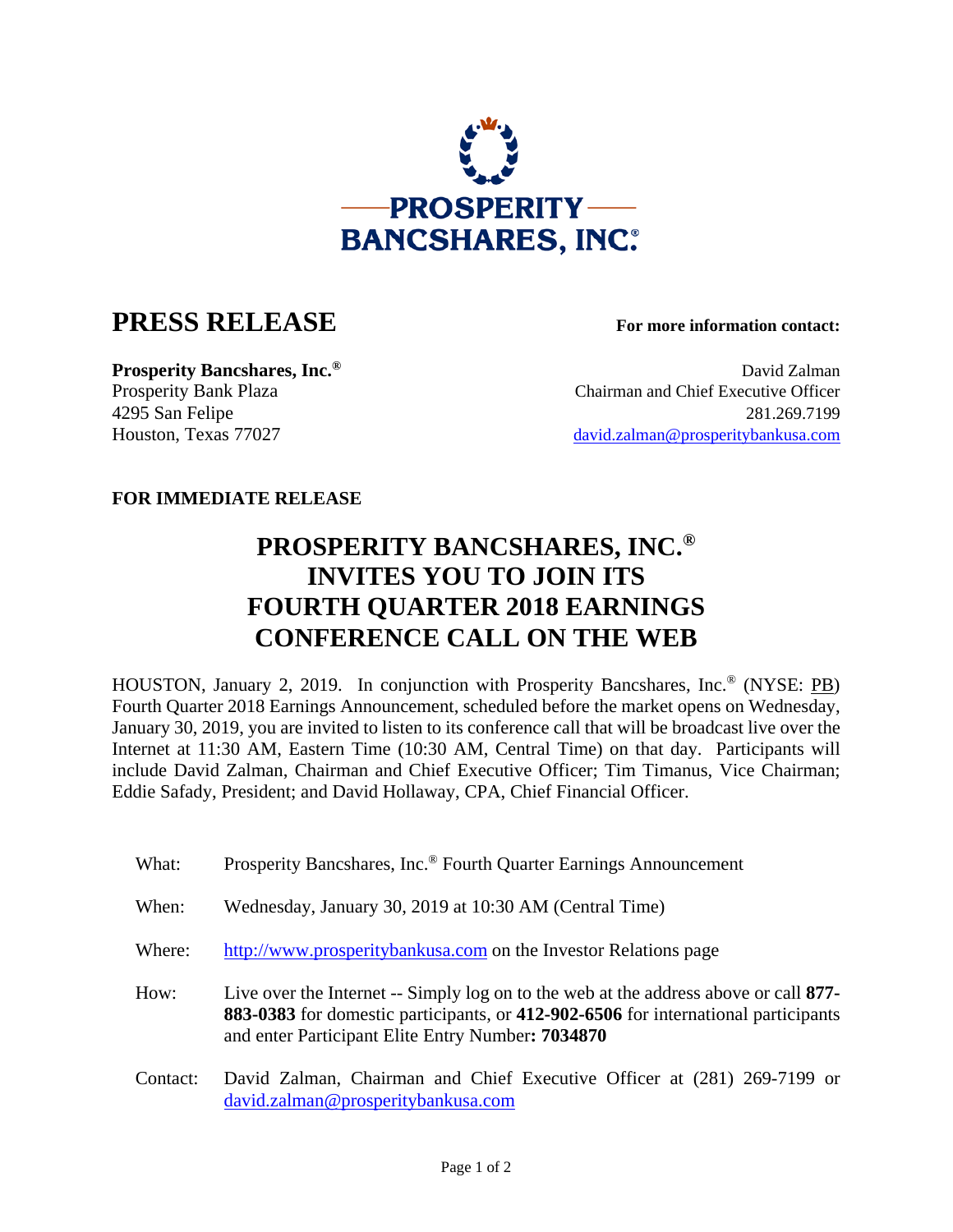PROSPERITY BANCSHARES, INC.®

# PRESS RELEASE

**For more information contact:**

**Prosperity Bancshares, Inc.®**
Prosperity Bank Plaza
4295 San Felipe
Houston, Texas 77027

David Zalman
Chairman and Chief Executive Officer
281.269.7199
david.zalman@prosperitybankusa.com

**FOR IMMEDIATE RELEASE**

## PROSPERITY BANCSHARES, INC.® INVITES YOU TO JOIN ITS FOURTH QUARTER 2018 EARNINGS CONFERENCE CALL ON THE WEB

HOUSTON, January 2, 2019. In conjunction with Prosperity Bancshares, Inc.® (NYSE: PB) Fourth Quarter 2018 Earnings Announcement, scheduled before the market opens on Wednesday, January 30, 2019, you are invited to listen to its conference call that will be broadcast live over the Internet at 11:30 AM, Eastern Time (10:30 AM, Central Time) on that day. Participants will include David Zalman, Chairman and Chief Executive Officer; Tim Timanus, Vice Chairman; Eddie Safady, President; and David Hollaway, CPA, Chief Financial Officer.

What: Prosperity Bancshares, Inc.® Fourth Quarter Earnings Announcement

When: Wednesday, January 30, 2019 at 10:30 AM (Central Time)

Where: http://www.prosperitybankusa.com on the Investor Relations page

How: Live over the Internet -- Simply log on to the web at the address above or call **877-883-0383** for domestic participants, or **412-902-6506** for international participants and enter Participant Elite Entry Number**: 7034870**

Contact: David Zalman, Chairman and Chief Executive Officer at (281) 269-7199 or david.zalman@prosperitybankusa.com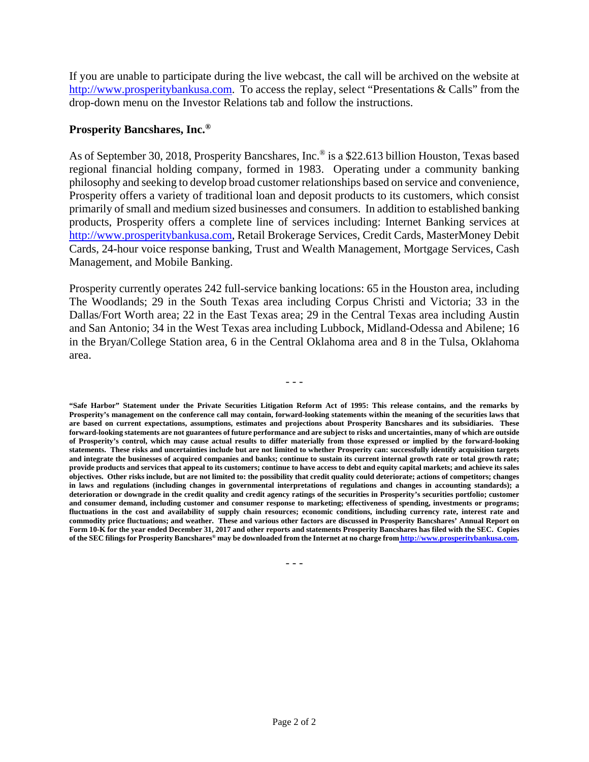If you are unable to participate during the live webcast, the call will be archived on the website at http://www.prosperitybankusa.com. To access the replay, select "Presentations & Calls" from the drop-down menu on the Investor Relations tab and follow the instructions.

## Prosperity Bancshares, Inc.®

As of September 30, 2018, Prosperity Bancshares, Inc.® is a $22.613 billion Houston, Texas based regional financial holding company, formed in 1983. Operating under a community banking philosophy and seeking to develop broad customer relationships based on service and convenience, Prosperity offers a variety of traditional loan and deposit products to its customers, which consist primarily of small and medium sized businesses and consumers. In addition to established banking products, Prosperity offers a complete line of services including: Internet Banking services at http://www.prosperitybankusa.com, Retail Brokerage Services, Credit Cards, MasterMoney Debit Cards, 24-hour voice response banking, Trust and Wealth Management, Mortgage Services, Cash Management, and Mobile Banking.

Prosperity currently operates 242 full-service banking locations: 65 in the Houston area, including The Woodlands; 29 in the South Texas area including Corpus Christi and Victoria; 33 in the Dallas/Fort Worth area; 22 in the East Texas area; 29 in the Central Texas area including Austin and San Antonio; 34 in the West Texas area including Lubbock, Midland-Odessa and Abilene; 16 in the Bryan/College Station area, 6 in the Central Oklahoma area and 8 in the Tulsa, Oklahoma area.

- - -

**"Safe Harbor" Statement under the Private Securities Litigation Reform Act of 1995: This release contains, and the remarks by Prosperity's management on the conference call may contain, forward-looking statements within the meaning of the securities laws that are based on current expectations, assumptions, estimates and projections about Prosperity Bancshares and its subsidiaries. These forward-looking statements are not guarantees of future performance and are subject to risks and uncertainties, many of which are outside of Prosperity's control, which may cause actual results to differ materially from those expressed or implied by the forward-looking statements. These risks and uncertainties include but are not limited to whether Prosperity can: successfully identify acquisition targets and integrate the businesses of acquired companies and banks; continue to sustain its current internal growth rate or total growth rate; provide products and services that appeal to its customers; continue to have access to debt and equity capital markets; and achieve its sales objectives. Other risks include, but are not limited to: the possibility that credit quality could deteriorate; actions of competitors; changes in laws and regulations (including changes in governmental interpretations of regulations and changes in accounting standards); a deterioration or downgrade in the credit quality and credit agency ratings of the securities in Prosperity's securities portfolio; customer and consumer demand, including customer and consumer response to marketing; effectiveness of spending, investments or programs; fluctuations in the cost and availability of supply chain resources; economic conditions, including currency rate, interest rate and commodity price fluctuations; and weather. These and various other factors are discussed in Prosperity Bancshares' Annual Report on Form 10-K for the year ended December 31, 2017 and other reports and statements Prosperity Bancshares has filed with the SEC. Copies of the SEC filings for Prosperity Bancshares® may be downloaded from the Internet at no charge from http://www.prosperitybankusa.com.**

- - -